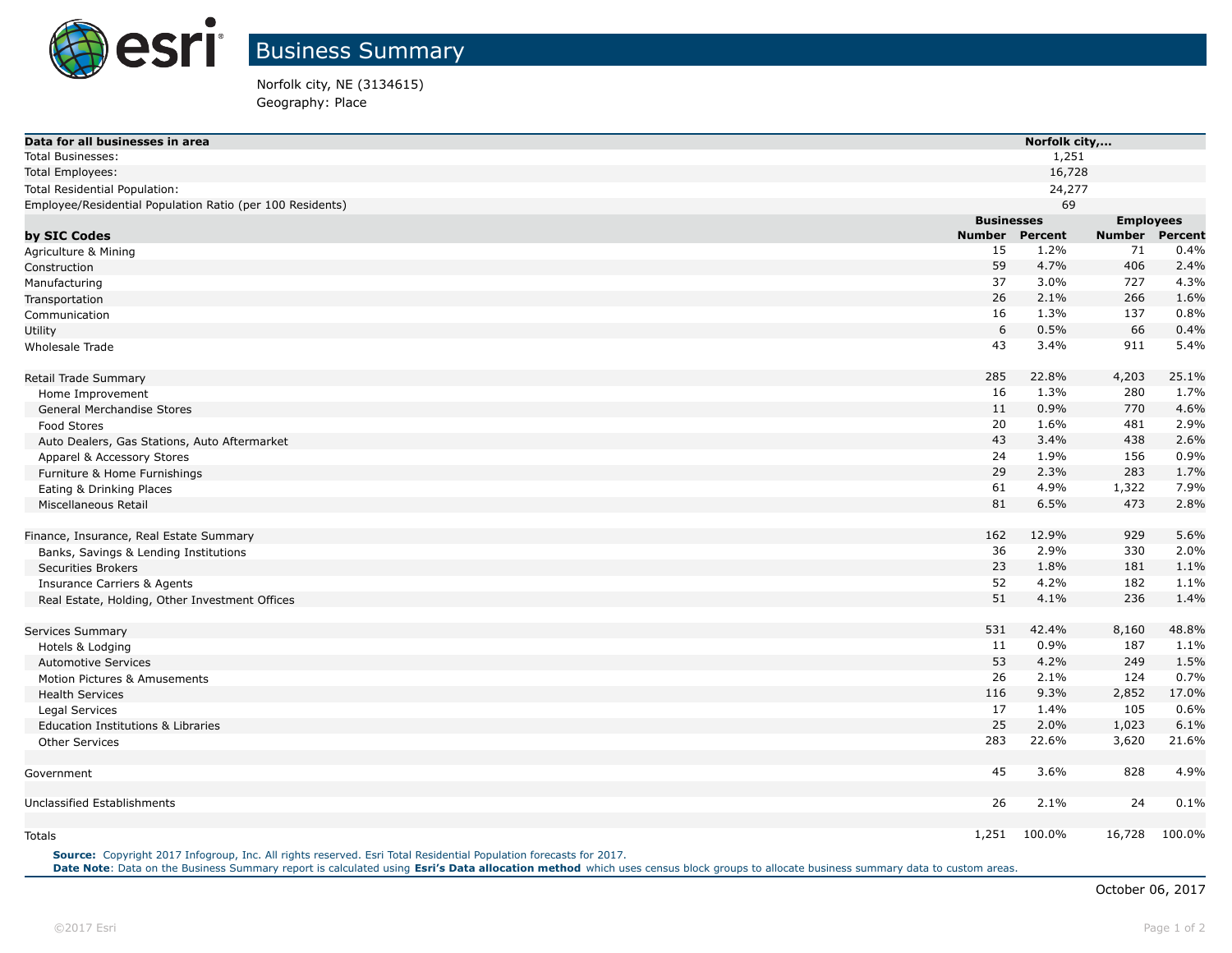# Business Summary

Norfolk city, NE (3134615)
Geography: Place

| Data for all businesses in area | Norfolk city,... | | | |
|---|---|---|---|---|
| Total Businesses: | 1,251 | | | |
| Total Employees: | 16,728 | | | |
| Total Residential Population: | 24,277 | | | |
| Employee/Residential Population Ratio (per 100 Residents) | 69 | | | |
| | **Businesses** | | **Employees** | |
| **by SIC Codes** | **Number** | **Percent** | **Number** | **Percent** |
| Agriculture & Mining | 15 | 1.2% | 71 | 0.4% |
| Construction | 59 | 4.7% | 406 | 2.4% |
| Manufacturing | 37 | 3.0% | 727 | 4.3% |
| Transportation | 26 | 2.1% | 266 | 1.6% |
| Communication | 16 | 1.3% | 137 | 0.8% |
| Utility | 6 | 0.5% | 66 | 0.4% |
| Wholesale Trade | 43 | 3.4% | 911 | 5.4% |
| | | | | |
| Retail Trade Summary | 285 | 22.8% | 4,203 | 25.1% |
| Home Improvement | 16 | 1.3% | 280 | 1.7% |
| General Merchandise Stores | 11 | 0.9% | 770 | 4.6% |
| Food Stores | 20 | 1.6% | 481 | 2.9% |
| Auto Dealers, Gas Stations, Auto Aftermarket | 43 | 3.4% | 438 | 2.6% |
| Apparel & Accessory Stores | 24 | 1.9% | 156 | 0.9% |
| Furniture & Home Furnishings | 29 | 2.3% | 283 | 1.7% |
| Eating & Drinking Places | 61 | 4.9% | 1,322 | 7.9% |
| Miscellaneous Retail | 81 | 6.5% | 473 | 2.8% |
| | | | | |
| Finance, Insurance, Real Estate Summary | 162 | 12.9% | 929 | 5.6% |
| Banks, Savings & Lending Institutions | 36 | 2.9% | 330 | 2.0% |
| Securities Brokers | 23 | 1.8% | 181 | 1.1% |
| Insurance Carriers & Agents | 52 | 4.2% | 182 | 1.1% |
| Real Estate, Holding, Other Investment Offices | 51 | 4.1% | 236 | 1.4% |
| | | | | |
| Services Summary | 531 | 42.4% | 8,160 | 48.8% |
| Hotels & Lodging | 11 | 0.9% | 187 | 1.1% |
| Automotive Services | 53 | 4.2% | 249 | 1.5% |
| Motion Pictures & Amusements | 26 | 2.1% | 124 | 0.7% |
| Health Services | 116 | 9.3% | 2,852 | 17.0% |
| Legal Services | 17 | 1.4% | 105 | 0.6% |
| Education Institutions & Libraries | 25 | 2.0% | 1,023 | 6.1% |
| Other Services | 283 | 22.6% | 3,620 | 21.6% |
| | | | | |
| Government | 45 | 3.6% | 828 | 4.9% |
| | | | | |
| Unclassified Establishments | 26 | 2.1% | 24 | 0.1% |
| | | | | |
| Totals | 1,251 | 100.0% | 16,728 | 100.0% |

**Source:** Copyright 2017 Infogroup, Inc. All rights reserved. Esri Total Residential Population forecasts for 2017.
**Date Note**: Data on the Business Summary report is calculated using **Esri's Data allocation method** which uses census block groups to allocate business summary data to custom areas.

October 06, 2017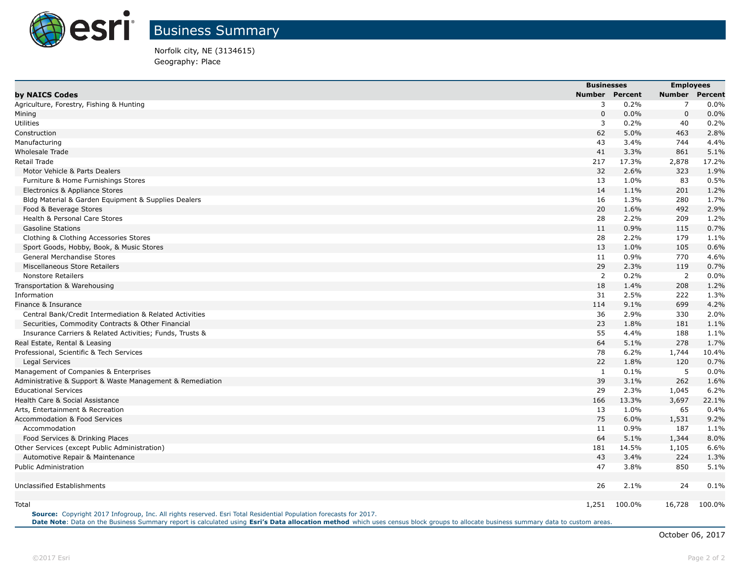# Business Summary

Norfolk city, NE (3134615)
Geography: Place

| by NAICS Codes | Businesses | | Employees | |
|---|---|---|---|---|
| | Number | Percent | Number | Percent |
| Agriculture, Forestry, Fishing & Hunting | 3 | 0.2% | 7 | 0.0% |
| Mining | 0 | 0.0% | 0 | 0.0% |
| Utilities | 3 | 0.2% | 40 | 0.2% |
| Construction | 62 | 5.0% | 463 | 2.8% |
| Manufacturing | 43 | 3.4% | 744 | 4.4% |
| Wholesale Trade | 41 | 3.3% | 861 | 5.1% |
| Retail Trade | 217 | 17.3% | 2,878 | 17.2% |
| Motor Vehicle & Parts Dealers | 32 | 2.6% | 323 | 1.9% |
| Furniture & Home Furnishings Stores | 13 | 1.0% | 83 | 0.5% |
| Electronics & Appliance Stores | 14 | 1.1% | 201 | 1.2% |
| Bldg Material & Garden Equipment & Supplies Dealers | 16 | 1.3% | 280 | 1.7% |
| Food & Beverage Stores | 20 | 1.6% | 492 | 2.9% |
| Health & Personal Care Stores | 28 | 2.2% | 209 | 1.2% |
| Gasoline Stations | 11 | 0.9% | 115 | 0.7% |
| Clothing & Clothing Accessories Stores | 28 | 2.2% | 179 | 1.1% |
| Sport Goods, Hobby, Book, & Music Stores | 13 | 1.0% | 105 | 0.6% |
| General Merchandise Stores | 11 | 0.9% | 770 | 4.6% |
| Miscellaneous Store Retailers | 29 | 2.3% | 119 | 0.7% |
| Nonstore Retailers | 2 | 0.2% | 2 | 0.0% |
| Transportation & Warehousing | 18 | 1.4% | 208 | 1.2% |
| Information | 31 | 2.5% | 222 | 1.3% |
| Finance & Insurance | 114 | 9.1% | 699 | 4.2% |
| Central Bank/Credit Intermediation & Related Activities | 36 | 2.9% | 330 | 2.0% |
| Securities, Commodity Contracts & Other Financial | 23 | 1.8% | 181 | 1.1% |
| Insurance Carriers & Related Activities; Funds, Trusts & | 55 | 4.4% | 188 | 1.1% |
| Real Estate, Rental & Leasing | 64 | 5.1% | 278 | 1.7% |
| Professional, Scientific & Tech Services | 78 | 6.2% | 1,744 | 10.4% |
| Legal Services | 22 | 1.8% | 120 | 0.7% |
| Management of Companies & Enterprises | 1 | 0.1% | 5 | 0.0% |
| Administrative & Support & Waste Management & Remediation | 39 | 3.1% | 262 | 1.6% |
| Educational Services | 29 | 2.3% | 1,045 | 6.2% |
| Health Care & Social Assistance | 166 | 13.3% | 3,697 | 22.1% |
| Arts, Entertainment & Recreation | 13 | 1.0% | 65 | 0.4% |
| Accommodation & Food Services | 75 | 6.0% | 1,531 | 9.2% |
| Accommodation | 11 | 0.9% | 187 | 1.1% |
| Food Services & Drinking Places | 64 | 5.1% | 1,344 | 8.0% |
| Other Services (except Public Administration) | 181 | 14.5% | 1,105 | 6.6% |
| Automotive Repair & Maintenance | 43 | 3.4% | 224 | 1.3% |
| Public Administration | 47 | 3.8% | 850 | 5.1% |
| | | | | |
| Unclassified Establishments | 26 | 2.1% | 24 | 0.1% |
| | | | | |
| Total | 1,251 | 100.0% | 16,728 | 100.0% |

**Source:** Copyright 2017 Infogroup, Inc. All rights reserved. Esri Total Residential Population forecasts for 2017.
**Date Note**: Data on the Business Summary report is calculated using **Esri's Data allocation method** which uses census block groups to allocate business summary data to custom areas.

October 06, 2017

©2017 Esri